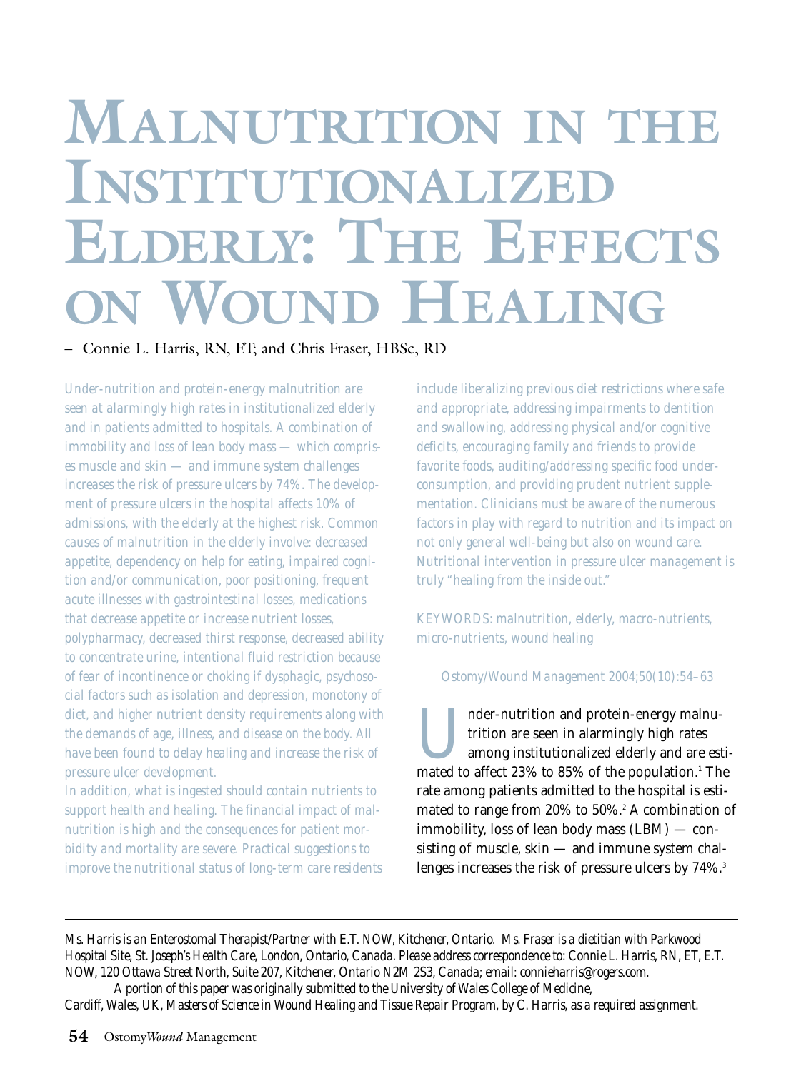# Malnutrition in the Institutionalized Elderly: The Effects on Wound Healing

– Connie L. Harris, RN, ET; and Chris Fraser, HBSc, RD

*Under-nutrition and protein-energy malnutrition are seen at alarmingly high rates in institutionalized elderly and in patients admitted to hospitals. A combination of immobility and loss of lean body mass — which comprises muscle and skin — and immune system challenges increases the risk of pressure ulcers by 74%. The development of pressure ulcers in the hospital affects 10% of admissions, with the elderly at the highest risk. Common causes of malnutrition in the elderly involve: decreased appetite, dependency on help for eating, impaired cognition and/or communication, poor positioning, frequent acute illnesses with gastrointestinal losses, medications that decrease appetite or increase nutrient losses, polypharmacy, decreased thirst response, decreased ability to concentrate urine, intentional fluid restriction because of fear of incontinence or choking if dysphagic, psychosocial factors such as isolation and depression, monotony of diet, and higher nutrient density requirements along with the demands of age, illness, and disease on the body. All have been found to delay healing and increase the risk of pressure ulcer development.*

*In addition, what is ingested should contain nutrients to support health and healing. The financial impact of malnutrition is high and the consequences for patient morbidity and mortality are severe. Practical suggestions to improve the nutritional status of long-term care residents include liberalizing previous diet restrictions where safe and appropriate, addressing impairments to dentition and swallowing, addressing physical and/or cognitive deficits, encouraging family and friends to provide favorite foods, auditing/addressing specific food underconsumption, and providing prudent nutrient supplementation. Clinicians must be aware of the numerous factors in play with regard to nutrition and its impact on not only general well-being but also on wound care. Nutritional intervention in pressure ulcer management is truly "healing from the inside out."*

*KEYWORDS: malnutrition, elderly, macro-nutrients, micro-nutrients, wound healing*

*Ostomy/Wound Management 2004;50(10):54–63*

Under-nutrition and protein-energy malnutrition are seen in alarmingly high rates among institutionalized elderly and are estimated to affect 23% to 85% of the population.[1] The rate among patients admitted to the hospital is estimated to range from 20% to 50%.[2] A combination of immobility, loss of lean body mass (LBM) — consisting of muscle, skin — and immune system challenges increases the risk of pressure ulcers by 74%.[3]

---

*Ms. Harris is an Enterostomal Therapist/Partner with E.T. NOW, Kitchener, Ontario. Ms. Fraser is a dietitian with Parkwood Hospital Site, St. Joseph's Health Care, London, Ontario, Canada. Please address correspondence to: Connie L. Harris, RN, ET, E.T. NOW, 120 Ottawa Street North, Suite 207, Kitchener, Ontario N2M 2S3, Canada; email: connieharris@rogers.com.*

*A portion of this paper was originally submitted to the University of Wales College of Medicine, Cardiff, Wales, UK, Masters of Science in Wound Healing and Tissue Repair Program, by C. Harris, as a required assignment.*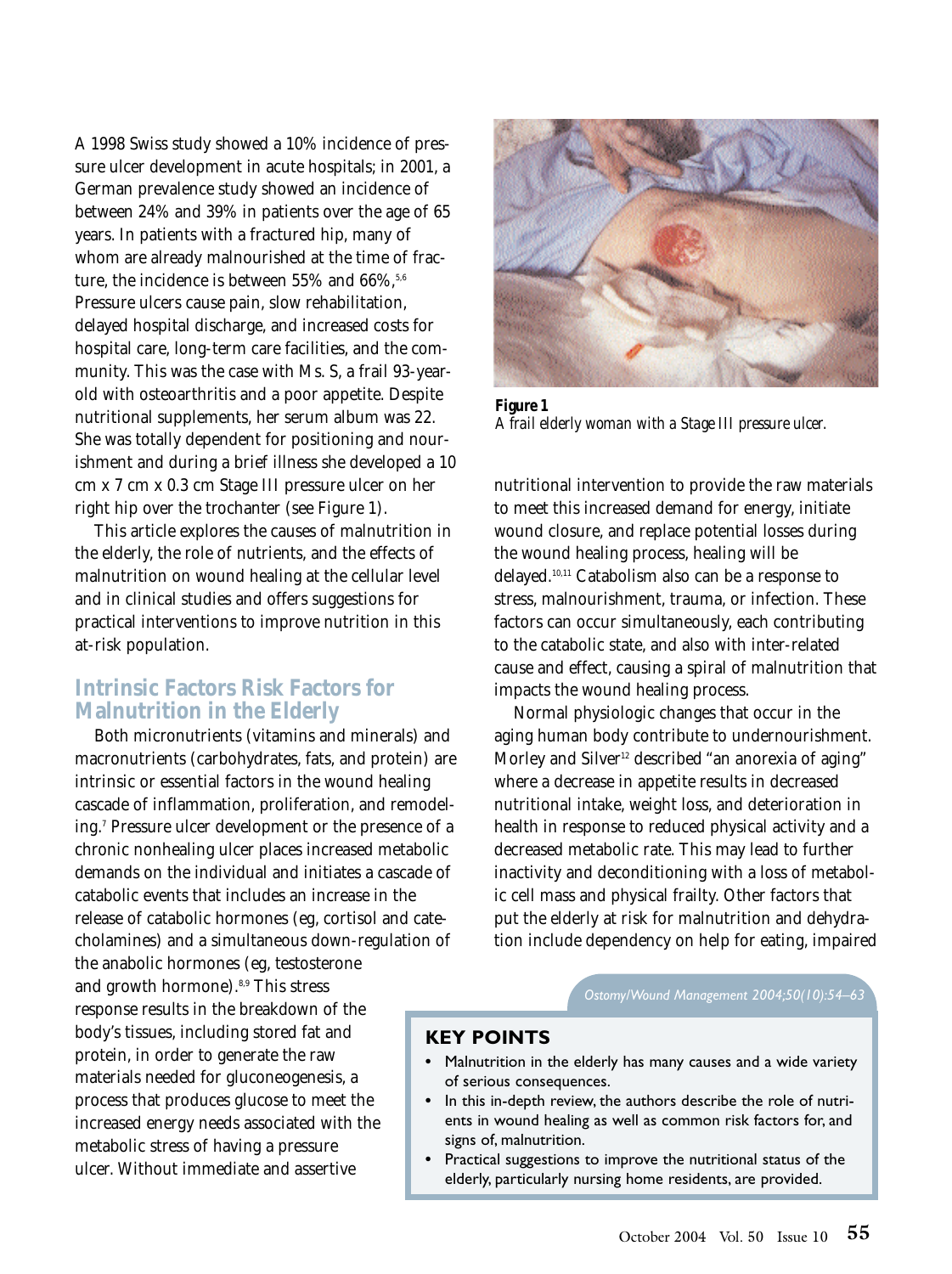A 1998 Swiss study showed a 10% incidence of pressure ulcer development in acute hospitals; in 2001, a German prevalence study showed an incidence of between 24% and 39% in patients over the age of 65 years. In patients with a fractured hip, many of whom are already malnourished at the time of fracture, the incidence is between 55% and 66%.[5,6] Pressure ulcers cause pain, slow rehabilitation, delayed hospital discharge, and increased costs for hospital care, long-term care facilities, and the community. This was the case with Ms. S, a frail 93-year-old with osteoarthritis and a poor appetite. Despite nutritional supplements, her serum album was 22. She was totally dependent for positioning and nourishment and during a brief illness she developed a 10 cm x 7 cm x 0.3 cm Stage III pressure ulcer on her right hip over the trochanter (see Figure 1).

This article explores the causes of malnutrition in the elderly, the role of nutrients, and the effects of malnutrition on wound healing at the cellular level and in clinical studies and offers suggestions for practical interventions to improve nutrition in this at-risk population.

**Figure 1**
*A frail elderly woman with a Stage III pressure ulcer.*

## Intrinsic Factors Risk Factors for Malnutrition in the Elderly

Both micronutrients (vitamins and minerals) and macronutrients (carbohydrates, fats, and protein) are intrinsic or essential factors in the wound healing cascade of inflammation, proliferation, and remodeling.[7] Pressure ulcer development or the presence of a chronic nonhealing ulcer places increased metabolic demands on the individual and initiates a cascade of catabolic events that includes an increase in the release of catabolic hormones (eg, cortisol and catecholamines) and a simultaneous down-regulation of the anabolic hormones (eg, testosterone and growth hormone).[8,9] This stress response results in the breakdown of the body's tissues, including stored fat and protein, in order to generate the raw materials needed for gluconeogenesis, a process that produces glucose to meet the increased energy needs associated with the metabolic stress of having a pressure ulcer. Without immediate and assertive nutritional intervention to provide the raw materials to meet this increased demand for energy, initiate wound closure, and replace potential losses during the wound healing process, healing will be delayed.[10,11] Catabolism also can be a response to stress, malnourishment, trauma, or infection. These factors can occur simultaneously, each contributing to the catabolic state, and also with inter-related cause and effect, causing a spiral of malnutrition that impacts the wound healing process.

Normal physiologic changes that occur in the aging human body contribute to undernourishment. Morley and Silver[12] described "an anorexia of aging" where a decrease in appetite results in decreased nutritional intake, weight loss, and deterioration in health in response to reduced physical activity and a decreased metabolic rate. This may lead to further inactivity and deconditioning with a loss of metabolic cell mass and physical frailty. Other factors that put the elderly at risk for malnutrition and dehydration include dependency on help for eating, impaired

### KEY POINTS

- Malnutrition in the elderly has many causes and a wide variety of serious consequences.
- In this in-depth review, the authors describe the role of nutrients in wound healing as well as common risk factors for, and signs of, malnutrition.
- Practical suggestions to improve the nutritional status of the elderly, particularly nursing home residents, are provided.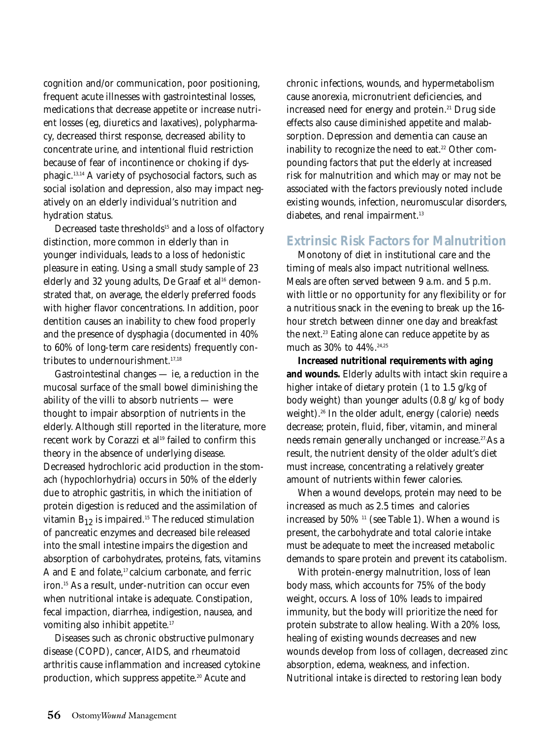cognition and/or communication, poor positioning, frequent acute illnesses with gastrointestinal losses, medications that decrease appetite or increase nutrient losses (eg, diuretics and laxatives), polypharmacy, decreased thirst response, decreased ability to concentrate urine, and intentional fluid restriction because of fear of incontinence or choking if dysphagic.[13,14] A variety of psychosocial factors, such as social isolation and depression, also may impact negatively on an elderly individual's nutrition and hydration status.

Decreased taste thresholds[15] and a loss of olfactory distinction, more common in elderly than in younger individuals, leads to a loss of hedonistic pleasure in eating. Using a small study sample of 23 elderly and 32 young adults, De Graaf et al[16] demonstrated that, on average, the elderly preferred foods with higher flavor concentrations. In addition, poor dentition causes an inability to chew food properly and the presence of dysphagia (documented in 40% to 60% of long-term care residents) frequently contributes to undernourishment.[17,18]

Gastrointestinal changes — ie, a reduction in the mucosal surface of the small bowel diminishing the ability of the villi to absorb nutrients — were thought to impair absorption of nutrients in the elderly. Although still reported in the literature, more recent work by Corazzi et al[19] failed to confirm this theory in the absence of underlying disease. Decreased hydrochloric acid production in the stomach (hypochlorhydria) occurs in 50% of the elderly due to atrophic gastritis, in which the initiation of protein digestion is reduced and the assimilation of vitamin $B_{12}$ is impaired.[15] The reduced stimulation of pancreatic enzymes and decreased bile released into the small intestine impairs the digestion and absorption of carbohydrates, proteins, fats, vitamins A and E and folate,[17] calcium carbonate, and ferric iron.[15] As a result, under-nutrition can occur even when nutritional intake is adequate. Constipation, fecal impaction, diarrhea, indigestion, nausea, and vomiting also inhibit appetite.[17]

Diseases such as chronic obstructive pulmonary disease (COPD), cancer, AIDS, and rheumatoid arthritis cause inflammation and increased cytokine production, which suppress appetite.[20] Acute and chronic infections, wounds, and hypermetabolism cause anorexia, micronutrient deficiencies, and increased need for energy and protein.[21] Drug side effects also cause diminished appetite and malabsorption. Depression and dementia can cause an inability to recognize the need to eat.[22] Other compounding factors that put the elderly at increased risk for malnutrition and which may or may not be associated with the factors previously noted include existing wounds, infection, neuromuscular disorders, diabetes, and renal impairment.[13]

## Extrinsic Risk Factors for Malnutrition

Monotony of diet in institutional care and the timing of meals also impact nutritional wellness. Meals are often served between 9 a.m. and 5 p.m. with little or no opportunity for any flexibility or for a nutritious snack in the evening to break up the 16-hour stretch between dinner one day and breakfast the next.[23] Eating alone can reduce appetite by as much as 30% to 44%.[24,25]

**Increased nutritional requirements with aging and wounds.** Elderly adults with intact skin require a higher intake of dietary protein (1 to 1.5 g/kg of body weight) than younger adults (0.8 g/ kg of body weight).[26] In the older adult, energy (calorie) needs decrease; protein, fluid, fiber, vitamin, and mineral needs remain generally unchanged or increase.[27] As a result, the nutrient density of the older adult's diet must increase, concentrating a relatively greater amount of nutrients within fewer calories.

When a wound develops, protein may need to be increased as much as 2.5 times and calories increased by 50% [11] (see Table 1). When a wound is present, the carbohydrate and total calorie intake must be adequate to meet the increased metabolic demands to spare protein and prevent its catabolism.

With protein-energy malnutrition, loss of lean body mass, which accounts for 75% of the body weight, occurs. A loss of 10% leads to impaired immunity, but the body will prioritize the need for protein substrate to allow healing. With a 20% loss, healing of existing wounds decreases and new wounds develop from loss of collagen, decreased zinc absorption, edema, weakness, and infection. Nutritional intake is directed to restoring lean body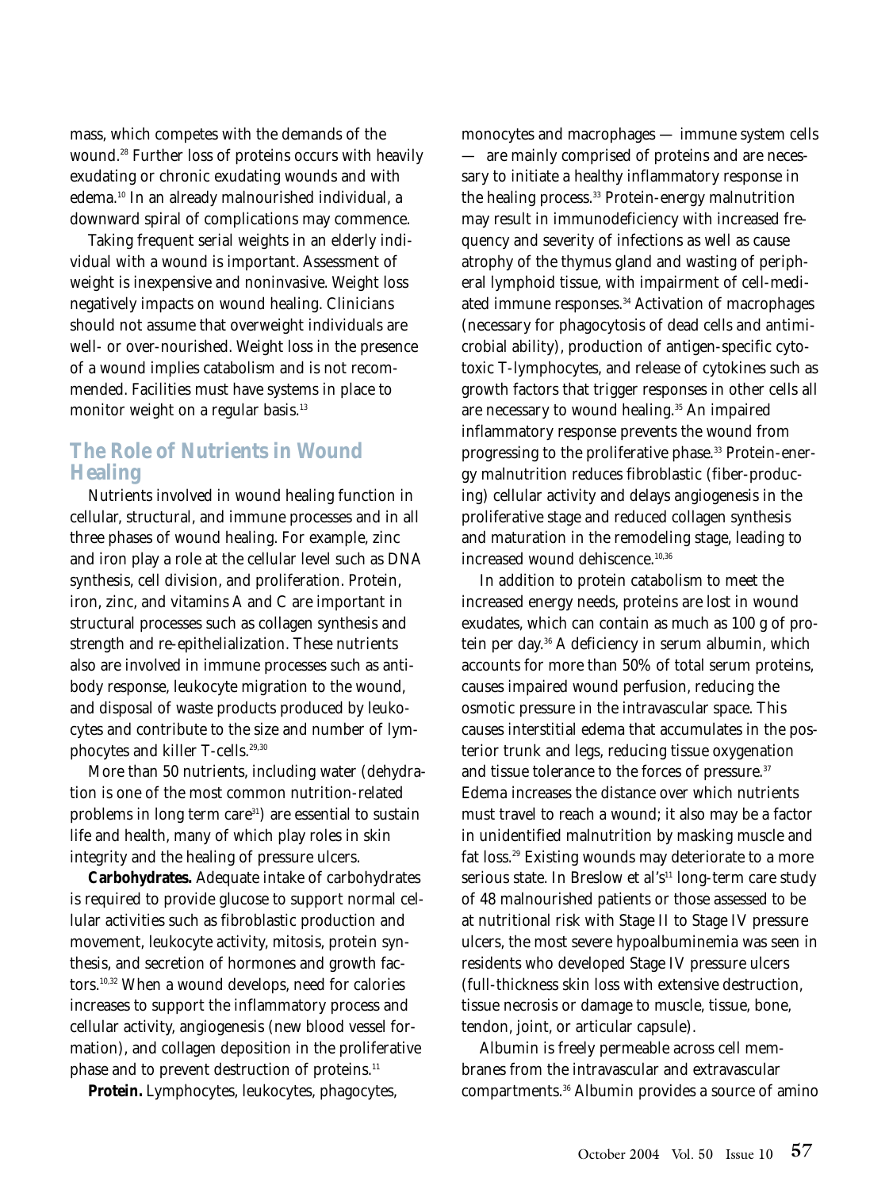mass, which competes with the demands of the wound.[28] Further loss of proteins occurs with heavily exudating or chronic exudating wounds and with edema.[10] In an already malnourished individual, a downward spiral of complications may commence.

Taking frequent serial weights in an elderly individual with a wound is important. Assessment of weight is inexpensive and noninvasive. Weight loss negatively impacts on wound healing. Clinicians should not assume that overweight individuals are well- or over-nourished. Weight loss in the presence of a wound implies catabolism and is not recommended. Facilities must have systems in place to monitor weight on a regular basis.[13]

## The Role of Nutrients in Wound Healing

Nutrients involved in wound healing function in cellular, structural, and immune processes and in all three phases of wound healing. For example, zinc and iron play a role at the cellular level such as DNA synthesis, cell division, and proliferation. Protein, iron, zinc, and vitamins A and C are important in structural processes such as collagen synthesis and strength and re-epithelialization. These nutrients also are involved in immune processes such as antibody response, leukocyte migration to the wound, and disposal of waste products produced by leukocytes and contribute to the size and number of lymphocytes and killer T-cells.[29,30]

More than 50 nutrients, including water (dehydration is one of the most common nutrition-related problems in long term care[31]) are essential to sustain life and health, many of which play roles in skin integrity and the healing of pressure ulcers.

**Carbohydrates.** Adequate intake of carbohydrates is required to provide glucose to support normal cellular activities such as fibroblastic production and movement, leukocyte activity, mitosis, protein synthesis, and secretion of hormones and growth factors.[10,32] When a wound develops, need for calories increases to support the inflammatory process and cellular activity, angiogenesis (new blood vessel formation), and collagen deposition in the proliferative phase and to prevent destruction of proteins.[11]

**Protein.** Lymphocytes, leukocytes, phagocytes, monocytes and macrophages — immune system cells — are mainly comprised of proteins and are necessary to initiate a healthy inflammatory response in the healing process.[33] Protein-energy malnutrition may result in immunodeficiency with increased frequency and severity of infections as well as cause atrophy of the thymus gland and wasting of peripheral lymphoid tissue, with impairment of cell-mediated immune responses.[34] Activation of macrophages (necessary for phagocytosis of dead cells and antimicrobial ability), production of antigen-specific cytotoxic T-lymphocytes, and release of cytokines such as growth factors that trigger responses in other cells all are necessary to wound healing.[35] An impaired inflammatory response prevents the wound from progressing to the proliferative phase.[33] Protein-energy malnutrition reduces fibroblastic (fiber-producing) cellular activity and delays angiogenesis in the proliferative stage and reduced collagen synthesis and maturation in the remodeling stage, leading to increased wound dehiscence.[10,36]

In addition to protein catabolism to meet the increased energy needs, proteins are lost in wound exudates, which can contain as much as 100 g of protein per day.[36] A deficiency in serum albumin, which accounts for more than 50% of total serum proteins, causes impaired wound perfusion, reducing the osmotic pressure in the intravascular space. This causes interstitial edema that accumulates in the posterior trunk and legs, reducing tissue oxygenation and tissue tolerance to the forces of pressure.[37] Edema increases the distance over which nutrients must travel to reach a wound; it also may be a factor in unidentified malnutrition by masking muscle and fat loss.[29] Existing wounds may deteriorate to a more serious state. In Breslow et al's[11] long-term care study of 48 malnourished patients or those assessed to be at nutritional risk with Stage II to Stage IV pressure ulcers, the most severe hypoalbuminemia was seen in residents who developed Stage IV pressure ulcers (full-thickness skin loss with extensive destruction, tissue necrosis or damage to muscle, tissue, bone, tendon, joint, or articular capsule).

Albumin is freely permeable across cell membranes from the intravascular and extravascular compartments.[36] Albumin provides a source of amino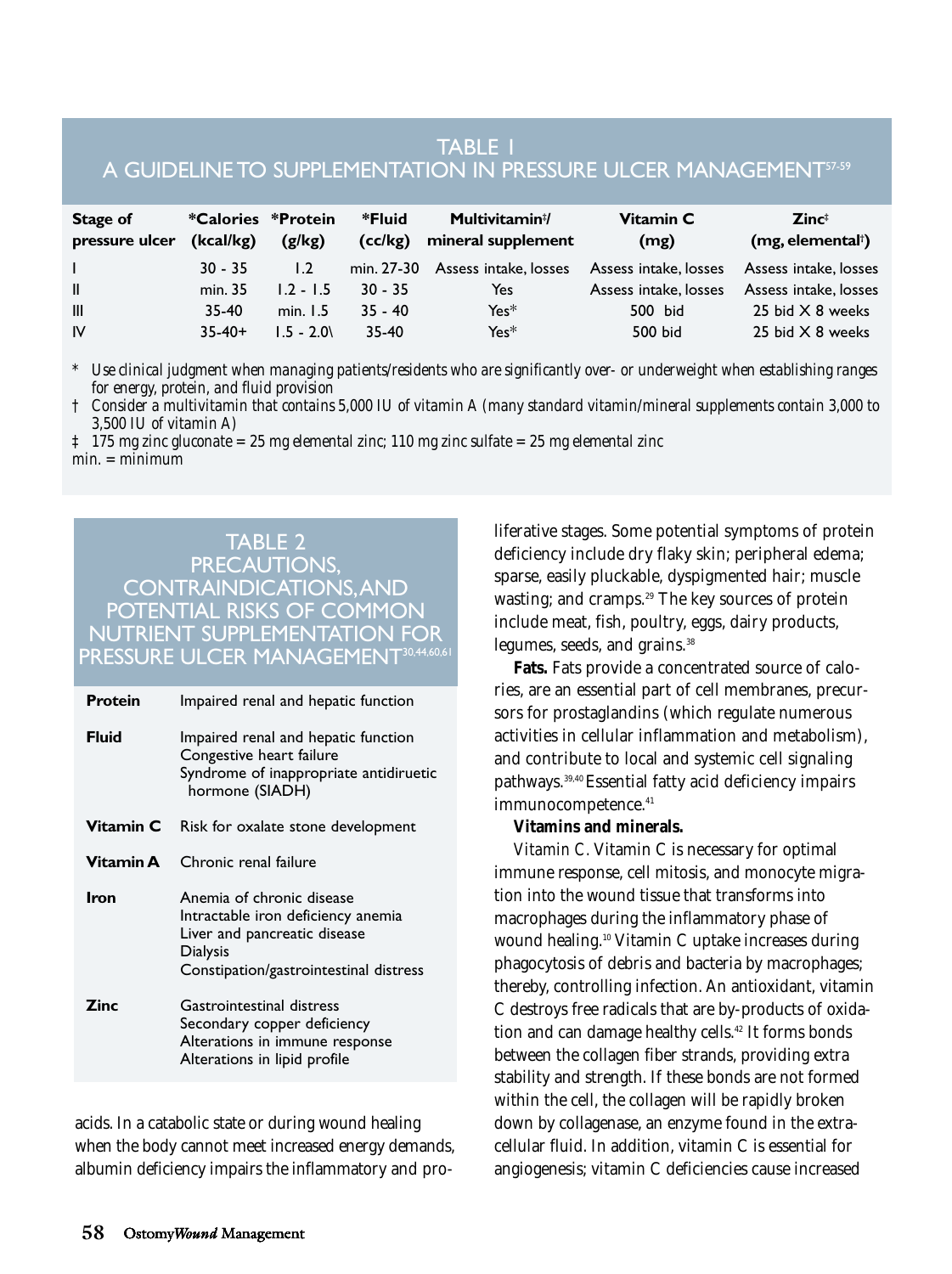## TABLE 1
## A GUIDELINE TO SUPPLEMENTATION IN PRESSURE ULCER MANAGEMENT[57-59]

| Stage of pressure ulcer | *Calories (kcal/kg) | *Protein (g/kg) | *Fluid (cc/kg) | Multivitamin†/ mineral supplement | Vitamin C (mg) | Zinc‡ (mg, elemental‡) |
|---|---|---|---|---|---|---|
| I | 30 - 35 | 1.2 | min. 27-30 | Assess intake, losses | Assess intake, losses | Assess intake, losses |
| II | min. 35 | 1.2 - 1.5 | 30 - 35 | Yes | Assess intake, losses | Assess intake, losses |
| III | 35-40 | min. 1.5 | 35 - 40 | Yes* | 500 bid | 25 bid X 8 weeks |
| IV | 35-40+ | 1.5 - 2.0\ | 35-40 | Yes* | 500 bid | 25 bid X 8 weeks |

\* *Use clinical judgment when managing patients/residents who are significantly over- or underweight when establishing ranges for energy, protein, and fluid provision*

† *Consider a multivitamin that contains 5,000 IU of vitamin A (many standard vitamin/mineral supplements contain 3,000 to 3,500 IU of vitamin A)*

‡ *175 mg zinc gluconate = 25 mg elemental zinc; 110 mg zinc sulfate = 25 mg elemental zinc*

*min. = minimum*

## TABLE 2
## PRECAUTIONS, CONTRAINDICATIONS, AND POTENTIAL RISKS OF COMMON NUTRIENT SUPPLEMENTATION FOR PRESSURE ULCER MANAGEMENT[30,44,60,61]

| | |
|---|---|
| **Protein** | Impaired renal and hepatic function |
| **Fluid** | Impaired renal and hepatic function<br>Congestive heart failure<br>Syndrome of inappropriate antidiruetic hormone (SIADH) |
| **Vitamin C** | Risk for oxalate stone development |
| **Vitamin A** | Chronic renal failure |
| **Iron** | Anemia of chronic disease<br>Intractable iron deficiency anemia<br>Liver and pancreatic disease<br>Dialysis<br>Constipation/gastrointestinal distress |
| **Zinc** | Gastrointestinal distress<br>Secondary copper deficiency<br>Alterations in immune response<br>Alterations in lipid profile |

acids. In a catabolic state or during wound healing when the body cannot meet increased energy demands, albumin deficiency impairs the inflammatory and proliferative stages. Some potential symptoms of protein deficiency include dry flaky skin; peripheral edema; sparse, easily pluckable, dyspigmented hair; muscle wasting; and cramps.[29] The key sources of protein include meat, fish, poultry, eggs, dairy products, legumes, seeds, and grains.[38]

**Fats.** Fats provide a concentrated source of calories, are an essential part of cell membranes, precursors for prostaglandins (which regulate numerous activities in cellular inflammation and metabolism), and contribute to local and systemic cell signaling pathways.[39,40] Essential fatty acid deficiency impairs immunocompetence.[41]

**Vitamins and minerals.**

*Vitamin C.* Vitamin C is necessary for optimal immune response, cell mitosis, and monocyte migration into the wound tissue that transforms into macrophages during the inflammatory phase of wound healing.[10] Vitamin C uptake increases during phagocytosis of debris and bacteria by macrophages; thereby, controlling infection. An antioxidant, vitamin C destroys free radicals that are by-products of oxidation and can damage healthy cells.[42] It forms bonds between the collagen fiber strands, providing extra stability and strength. If these bonds are not formed within the cell, the collagen will be rapidly broken down by collagenase, an enzyme found in the extracellular fluid. In addition, vitamin C is essential for angiogenesis; vitamin C deficiencies cause increased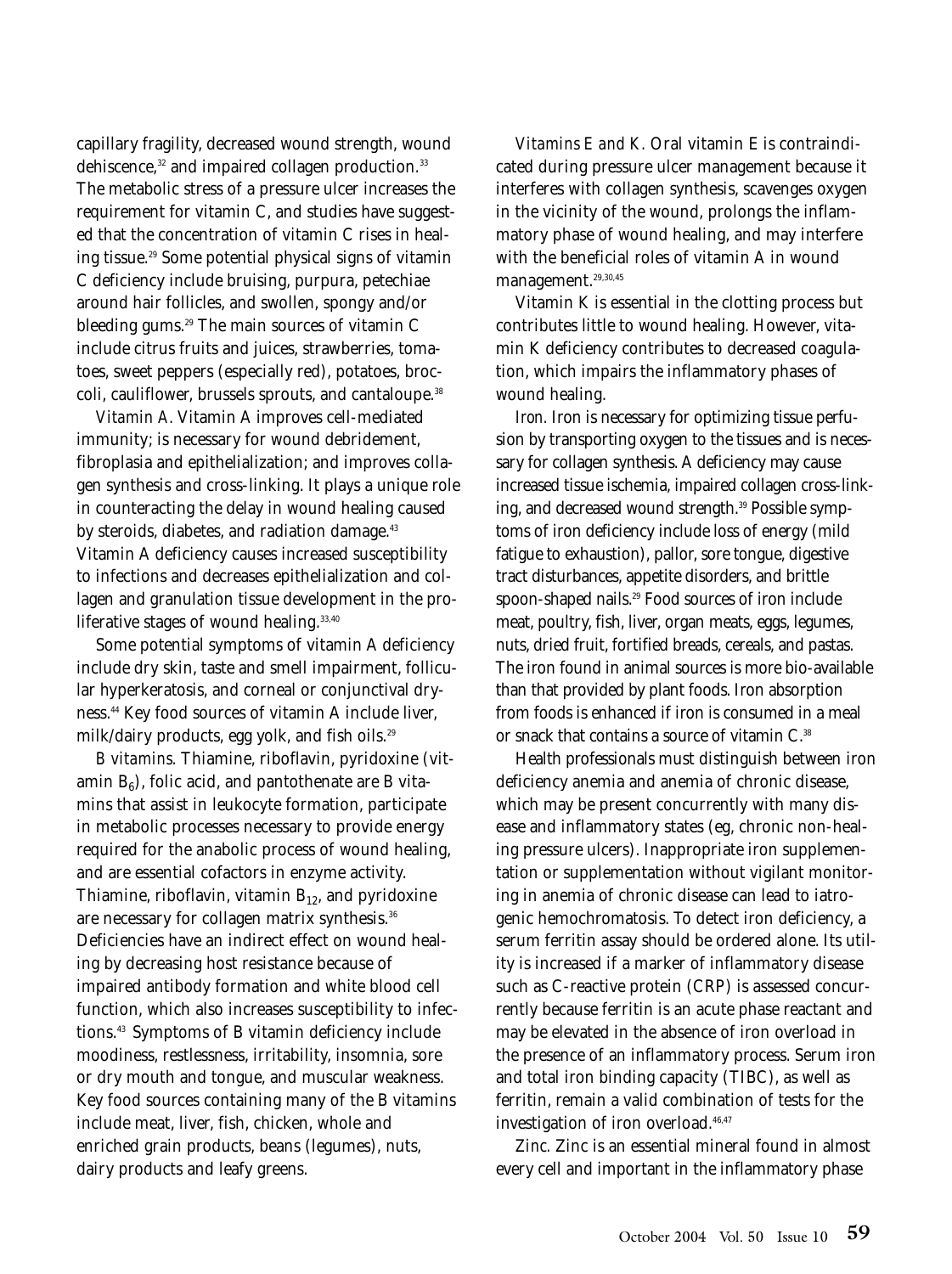capillary fragility, decreased wound strength, wound dehiscence,[32] and impaired collagen production.[33] The metabolic stress of a pressure ulcer increases the requirement for vitamin C, and studies have suggested that the concentration of vitamin C rises in healing tissue.[29] Some potential physical signs of vitamin C deficiency include bruising, purpura, petechiae around hair follicles, and swollen, spongy and/or bleeding gums.[29] The main sources of vitamin C include citrus fruits and juices, strawberries, tomatoes, sweet peppers (especially red), potatoes, broccoli, cauliflower, brussels sprouts, and cantaloupe.[38]

*Vitamin A.* Vitamin A improves cell-mediated immunity; is necessary for wound debridement, fibroplasia and epithelialization; and improves collagen synthesis and cross-linking. It plays a unique role in counteracting the delay in wound healing caused by steroids, diabetes, and radiation damage.[43] Vitamin A deficiency causes increased susceptibility to infections and decreases epithelialization and collagen and granulation tissue development in the proliferative stages of wound healing.[33,40]

Some potential symptoms of vitamin A deficiency include dry skin, taste and smell impairment, follicular hyperkeratosis, and corneal or conjunctival dryness.[44] Key food sources of vitamin A include liver, milk/dairy products, egg yolk, and fish oils.[29]

*B vitamins.* Thiamine, riboflavin, pyridoxine (vitamin $B_6$), folic acid, and pantothenate are B vitamins that assist in leukocyte formation, participate in metabolic processes necessary to provide energy required for the anabolic process of wound healing, and are essential cofactors in enzyme activity. Thiamine, riboflavin, vitamin $B_{12}$, and pyridoxine are necessary for collagen matrix synthesis.[36] Deficiencies have an indirect effect on wound healing by decreasing host resistance because of impaired antibody formation and white blood cell function, which also increases susceptibility to infections.[43] Symptoms of B vitamin deficiency include moodiness, restlessness, irritability, insomnia, sore or dry mouth and tongue, and muscular weakness. Key food sources containing many of the B vitamins include meat, liver, fish, chicken, whole and enriched grain products, beans (legumes), nuts, dairy products and leafy greens.

*Vitamins E and K.* Oral vitamin E is contraindicated during pressure ulcer management because it interferes with collagen synthesis, scavenges oxygen in the vicinity of the wound, prolongs the inflammatory phase of wound healing, and may interfere with the beneficial roles of vitamin A in wound management.[29,30,45]

Vitamin K is essential in the clotting process but contributes little to wound healing. However, vitamin K deficiency contributes to decreased coagulation, which impairs the inflammatory phases of wound healing.

*Iron.* Iron is necessary for optimizing tissue perfusion by transporting oxygen to the tissues and is necessary for collagen synthesis. A deficiency may cause increased tissue ischemia, impaired collagen cross-linking, and decreased wound strength.[39] Possible symptoms of iron deficiency include loss of energy (mild fatigue to exhaustion), pallor, sore tongue, digestive tract disturbances, appetite disorders, and brittle spoon-shaped nails.[29] Food sources of iron include meat, poultry, fish, liver, organ meats, eggs, legumes, nuts, dried fruit, fortified breads, cereals, and pastas. The iron found in animal sources is more bio-available than that provided by plant foods. Iron absorption from foods is enhanced if iron is consumed in a meal or snack that contains a source of vitamin C.[38]

Health professionals must distinguish between iron deficiency anemia and anemia of chronic disease, which may be present concurrently with many disease and inflammatory states (eg, chronic non-healing pressure ulcers). Inappropriate iron supplementation or supplementation without vigilant monitoring in anemia of chronic disease can lead to iatrogenic hemochromatosis. To detect iron deficiency, a serum ferritin assay should be ordered alone. Its utility is increased if a marker of inflammatory disease such as C-reactive protein (CRP) is assessed concurrently because ferritin is an acute phase reactant and may be elevated in the absence of iron overload in the presence of an inflammatory process. Serum iron and total iron binding capacity (TIBC), as well as ferritin, remain a valid combination of tests for the investigation of iron overload.[46,47]

*Zinc.* Zinc is an essential mineral found in almost every cell and important in the inflammatory phase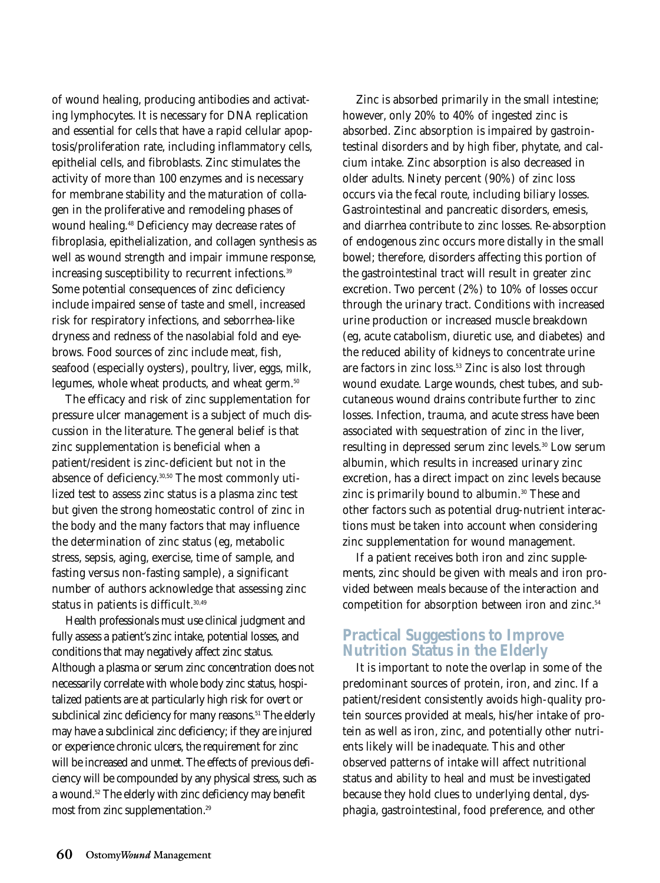of wound healing, producing antibodies and activating lymphocytes. It is necessary for DNA replication and essential for cells that have a rapid cellular apoptosis/proliferation rate, including inflammatory cells, epithelial cells, and fibroblasts. Zinc stimulates the activity of more than 100 enzymes and is necessary for membrane stability and the maturation of collagen in the proliferative and remodeling phases of wound healing.[48] Deficiency may decrease rates of fibroplasia, epithelialization, and collagen synthesis as well as wound strength and impair immune response, increasing susceptibility to recurrent infections.[39] Some potential consequences of zinc deficiency include impaired sense of taste and smell, increased risk for respiratory infections, and seborrhea-like dryness and redness of the nasolabial fold and eyebrows. Food sources of zinc include meat, fish, seafood (especially oysters), poultry, liver, eggs, milk, legumes, whole wheat products, and wheat germ.[50]

The efficacy and risk of zinc supplementation for pressure ulcer management is a subject of much discussion in the literature. The general belief is that zinc supplementation is beneficial when a patient/resident is zinc-deficient but not in the absence of deficiency.[30,50] The most commonly utilized test to assess zinc status is a plasma zinc test but given the strong homeostatic control of zinc in the body and the many factors that may influence the determination of zinc status (eg, metabolic stress, sepsis, aging, exercise, time of sample, and fasting versus non-fasting sample), a significant number of authors acknowledge that assessing zinc status in patients is difficult.[30,49]

Health professionals must use clinical judgment and fully assess a patient's zinc intake, potential losses, and conditions that may negatively affect zinc status. Although a plasma or serum zinc concentration does not necessarily correlate with whole body zinc status, hospitalized patients are at particularly high risk for overt or subclinical zinc deficiency for many reasons.[51] The elderly may have a subclinical zinc deficiency; if they are injured or experience chronic ulcers, the requirement for zinc will be increased and unmet. The effects of previous deficiency will be compounded by any physical stress, such as a wound.[52] The elderly with zinc deficiency may benefit most from zinc supplementation.[29]

Zinc is absorbed primarily in the small intestine; however, only 20% to 40% of ingested zinc is absorbed. Zinc absorption is impaired by gastrointestinal disorders and by high fiber, phytate, and calcium intake. Zinc absorption is also decreased in older adults. Ninety percent (90%) of zinc loss occurs via the fecal route, including biliary losses. Gastrointestinal and pancreatic disorders, emesis, and diarrhea contribute to zinc losses. Re-absorption of endogenous zinc occurs more distally in the small bowel; therefore, disorders affecting this portion of the gastrointestinal tract will result in greater zinc excretion. Two percent (2%) to 10% of losses occur through the urinary tract. Conditions with increased urine production or increased muscle breakdown (eg, acute catabolism, diuretic use, and diabetes) and the reduced ability of kidneys to concentrate urine are factors in zinc loss.[53] Zinc is also lost through wound exudate. Large wounds, chest tubes, and subcutaneous wound drains contribute further to zinc losses. Infection, trauma, and acute stress have been associated with sequestration of zinc in the liver, resulting in depressed serum zinc levels.[30] Low serum albumin, which results in increased urinary zinc excretion, has a direct impact on zinc levels because zinc is primarily bound to albumin.[30] These and other factors such as potential drug-nutrient interactions must be taken into account when considering zinc supplementation for wound management.

If a patient receives both iron and zinc supplements, zinc should be given with meals and iron provided between meals because of the interaction and competition for absorption between iron and zinc.[54]

## Practical Suggestions to Improve Nutrition Status in the Elderly

It is important to note the overlap in some of the predominant sources of protein, iron, and zinc. If a patient/resident consistently avoids high-quality protein sources provided at meals, his/her intake of protein as well as iron, zinc, and potentially other nutrients likely will be inadequate. This and other observed patterns of intake will affect nutritional status and ability to heal and must be investigated because they hold clues to underlying dental, dysphagia, gastrointestinal, food preference, and other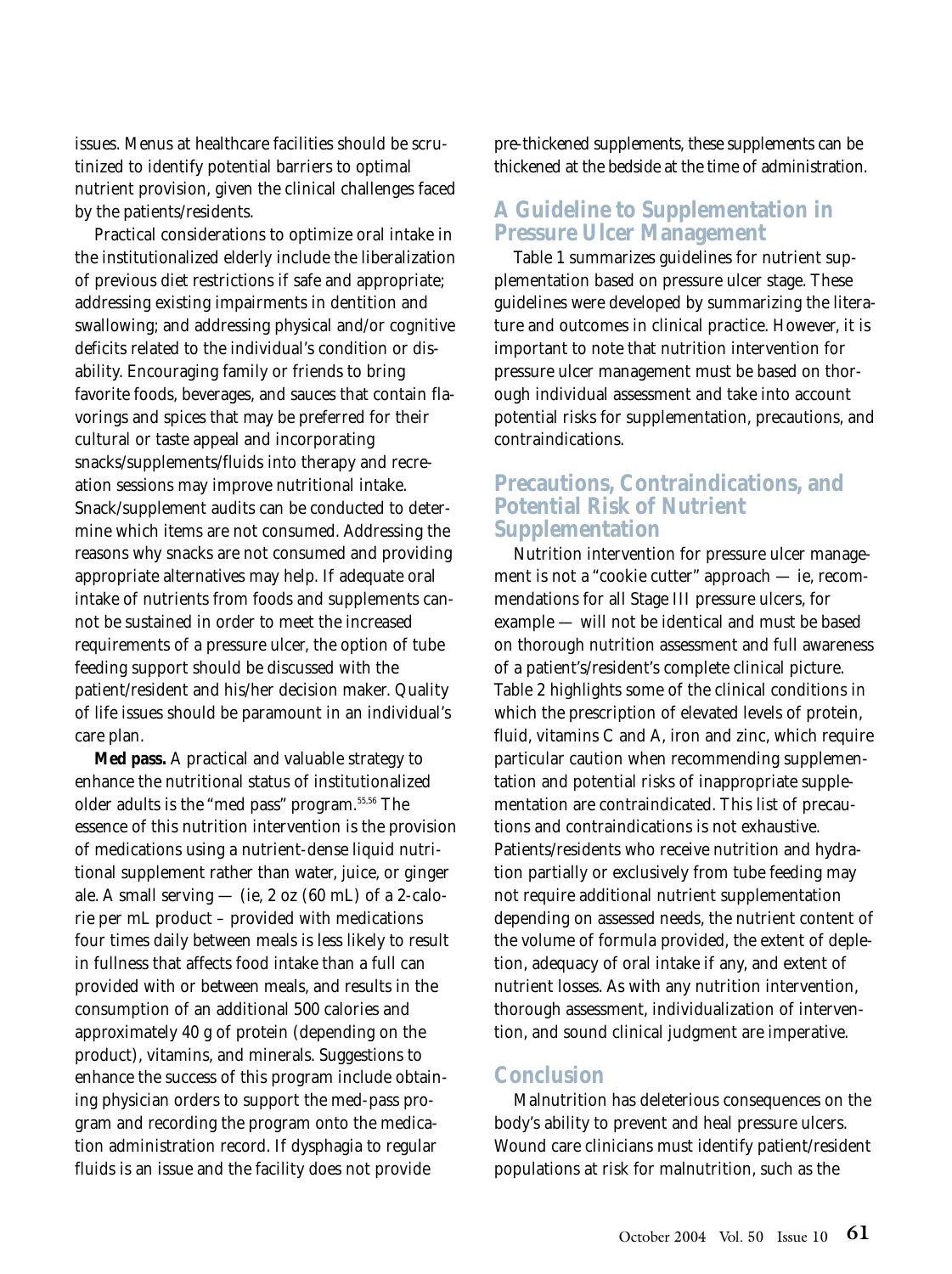issues. Menus at healthcare facilities should be scrutinized to identify potential barriers to optimal nutrient provision, given the clinical challenges faced by the patients/residents.

Practical considerations to optimize oral intake in the institutionalized elderly include the liberalization of previous diet restrictions if safe and appropriate; addressing existing impairments in dentition and swallowing; and addressing physical and/or cognitive deficits related to the individual's condition or disability. Encouraging family or friends to bring favorite foods, beverages, and sauces that contain flavorings and spices that may be preferred for their cultural or taste appeal and incorporating snacks/supplements/fluids into therapy and recreation sessions may improve nutritional intake. Snack/supplement audits can be conducted to determine which items are not consumed. Addressing the reasons why snacks are not consumed and providing appropriate alternatives may help. If adequate oral intake of nutrients from foods and supplements cannot be sustained in order to meet the increased requirements of a pressure ulcer, the option of tube feeding support should be discussed with the patient/resident and his/her decision maker. Quality of life issues should be paramount in an individual's care plan.

**Med pass.** A practical and valuable strategy to enhance the nutritional status of institutionalized older adults is the "med pass" program.[55,56] The essence of this nutrition intervention is the provision of medications using a nutrient-dense liquid nutritional supplement rather than water, juice, or ginger ale. A small serving — (ie, 2 oz (60 mL) of a 2-calorie per mL product – provided with medications four times daily between meals is less likely to result in fullness that affects food intake than a full can provided with or between meals, and results in the consumption of an additional 500 calories and approximately 40 g of protein (depending on the product), vitamins, and minerals. Suggestions to enhance the success of this program include obtaining physician orders to support the med-pass program and recording the program onto the medication administration record. If dysphagia to regular fluids is an issue and the facility does not provide pre-thickened supplements, these supplements can be thickened at the bedside at the time of administration.

## A Guideline to Supplementation in Pressure Ulcer Management

Table 1 summarizes guidelines for nutrient supplementation based on pressure ulcer stage. These guidelines were developed by summarizing the literature and outcomes in clinical practice. However, it is important to note that nutrition intervention for pressure ulcer management must be based on thorough individual assessment and take into account potential risks for supplementation, precautions, and contraindications.

## Precautions, Contraindications, and Potential Risk of Nutrient Supplementation

Nutrition intervention for pressure ulcer management is not a "cookie cutter" approach — ie, recommendations for all Stage III pressure ulcers, for example — will not be identical and must be based on thorough nutrition assessment and full awareness of a patient's/resident's complete clinical picture. Table 2 highlights some of the clinical conditions in which the prescription of elevated levels of protein, fluid, vitamins C and A, iron and zinc, which require particular caution when recommending supplementation and potential risks of inappropriate supplementation are contraindicated. This list of precautions and contraindications is not exhaustive. Patients/residents who receive nutrition and hydration partially or exclusively from tube feeding may not require additional nutrient supplementation depending on assessed needs, the nutrient content of the volume of formula provided, the extent of depletion, adequacy of oral intake if any, and extent of nutrient losses. As with any nutrition intervention, thorough assessment, individualization of intervention, and sound clinical judgment are imperative.

## Conclusion

Malnutrition has deleterious consequences on the body's ability to prevent and heal pressure ulcers. Wound care clinicians must identify patient/resident populations at risk for malnutrition, such as the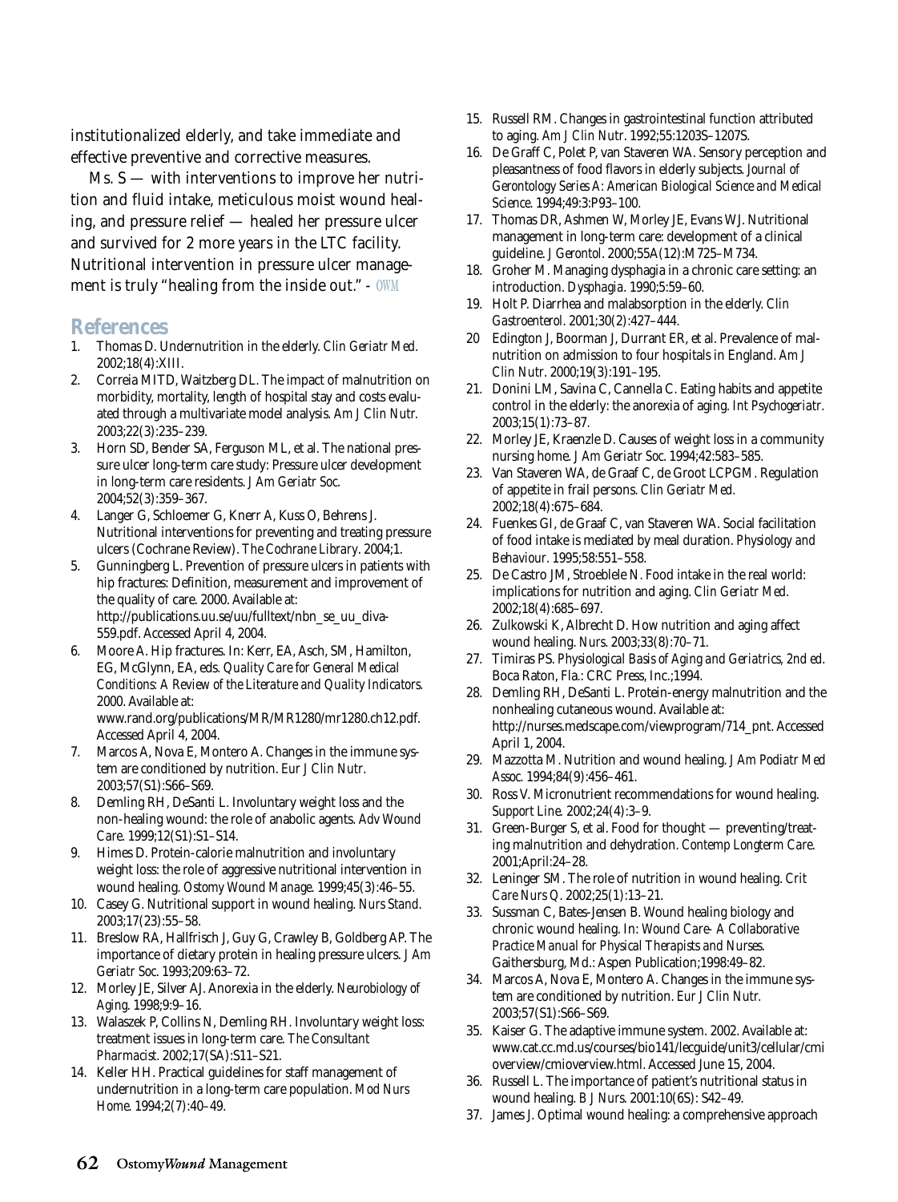institutionalized elderly, and take immediate and effective preventive and corrective measures.

Ms. S — with interventions to improve her nutrition and fluid intake, meticulous moist wound healing, and pressure relief — healed her pressure ulcer and survived for 2 more years in the LTC facility. Nutritional intervention in pressure ulcer management is truly "healing from the inside out." - OWM

## References

1. Thomas D. Undernutrition in the elderly. *Clin Geriatr Med.* 2002;18(4):XIII.
2. Correia MITD, Waitzberg DL. The impact of malnutrition on morbidity, mortality, length of hospital stay and costs evaluated through a multivariate model analysis. *Am J Clin Nutr.* 2003;22(3):235–239.
3. Horn SD, Bender SA, Ferguson ML, et al. The national pressure ulcer long-term care study: Pressure ulcer development in long-term care residents. *J Am Geriatr Soc.* 2004;52(3):359–367.
4. Langer G, Schloemer G, Knerr A, Kuss O, Behrens J. Nutritional interventions for preventing and treating pressure ulcers (Cochrane Review). *The Cochrane Library.* 2004;1.
5. Gunningberg L. Prevention of pressure ulcers in patients with hip fractures: Definition, measurement and improvement of the quality of care. 2000. Available at: http://publications.uu.se/uu/fulltext/nbn_se_uu_diva-559.pdf. Accessed April 4, 2004.
6. Moore A. Hip fractures. In: Kerr, EA, Asch, SM, Hamilton, EG, McGlynn, EA, eds. *Quality Care for General Medical Conditions: A Review of the Literature and Quality Indicators.* 2000. Available at: www.rand.org/publications/MR/MR1280/mr1280.ch12.pdf. Accessed April 4, 2004.
7. Marcos A, Nova E, Montero A. Changes in the immune system are conditioned by nutrition. *Eur J Clin Nutr.* 2003;57(S1):S66–S69.
8. Demling RH, DeSanti L. Involuntary weight loss and the non-healing wound: the role of anabolic agents. *Adv Wound Care.* 1999;12(S1):S1–S14.
9. Himes D. Protein-calorie malnutrition and involuntary weight loss: the role of aggressive nutritional intervention in wound healing. *Ostomy Wound Manage.* 1999;45(3):46–55.
10. Casey G. Nutritional support in wound healing. *Nurs Stand.* 2003;17(23):55–58.
11. Breslow RA, Hallfrisch J, Guy G, Crawley B, Goldberg AP. The importance of dietary protein in healing pressure ulcers. *J Am Geriatr Soc.* 1993;209:63–72.
12. Morley JE, Silver AJ. Anorexia in the elderly. *Neurobiology of Aging.* 1998;9:9–16.
13. Walaszek P, Collins N, Demling RH. Involuntary weight loss: treatment issues in long-term care. *The Consultant Pharmacist.* 2002;17(SA):S11–S21.
14. Keller HH. Practical guidelines for staff management of undernutrition in a long-term care population. *Mod Nurs Home.* 1994;2(7):40–49.
15. Russell RM. Changes in gastrointestinal function attributed to aging. *Am J Clin Nutr.* 1992;55:1203S–1207S.
16. De Graff C, Polet P, van Staveren WA. Sensory perception and pleasantness of food flavors in elderly subjects. *Journal of Gerontology Series A: American Biological Science and Medical Science.* 1994;49:3:P93–100.
17. Thomas DR, Ashmen W, Morley JE, Evans WJ. Nutritional management in long-term care: development of a clinical guideline. *J Gerontol.* 2000;55A(12):M725–M734.
18. Groher M. Managing dysphagia in a chronic care setting: an introduction. *Dysphagia.* 1990;5:59–60.
19. Holt P. Diarrhea and malabsorption in the elderly. *Clin Gastroenterol.* 2001;30(2):427–444.
20 Edington J, Boorman J, Durrant ER, et al. Prevalence of malnutrition on admission to four hospitals in England. *Am J Clin Nutr.* 2000;19(3):191–195.
21. Donini LM, Savina C, Cannella C. Eating habits and appetite control in the elderly: the anorexia of aging. *Int Psychogeriatr.* 2003;15(1):73–87.
22. Morley JE, Kraenzle D. Causes of weight loss in a community nursing home. *J Am Geriatr Soc.* 1994;42:583–585.
23. Van Staveren WA, de Graaf C, de Groot LCPGM. Regulation of appetite in frail persons. *Clin Geriatr Med.* 2002;18(4):675–684.
24. Fuenkes GI, de Graaf C, van Staveren WA. Social facilitation of food intake is mediated by meal duration. *Physiology and Behaviour.* 1995;58:551–558.
25. De Castro JM, Stroeblele N. Food intake in the real world: implications for nutrition and aging. *Clin Geriatr Med.* 2002;18(4):685–697.
26. Zulkowski K, Albrecht D. How nutrition and aging affect wound healing. *Nurs.* 2003;33(8):70–71.
27. Timiras PS. *Physiological Basis of Aging and Geriatrics, 2nd ed.* Boca Raton, Fla.: CRC Press, Inc.;1994.
28. Demling RH, DeSanti L. Protein-energy malnutrition and the nonhealing cutaneous wound. Available at: http://nurses.medscape.com/viewprogram/714_pnt. Accessed April 1, 2004.
29. Mazzotta M. Nutrition and wound healing. *J Am Podiatr Med Assoc.* 1994;84(9):456–461.
30. Ross V. Micronutrient recommendations for wound healing. *Support Line.* 2002;24(4):3–9.
31. Green-Burger S, et al. Food for thought — preventing/treating malnutrition and dehydration. *Contemp Longterm Care.* 2001;April:24–28.
32. Leninger SM. The role of nutrition in wound healing. *Crit Care Nurs Q.* 2002;25(1):13–21.
33. Sussman C, Bates-Jensen B. Wound healing biology and chronic wound healing. In: *Wound Care- A Collaborative Practice Manual for Physical Therapists and Nurses.* Gaithersburg, Md.: Aspen Publication;1998:49–82.
34. Marcos A, Nova E, Montero A. Changes in the immune system are conditioned by nutrition. *Eur J Clin Nutr.* 2003;57(S1):S66–S69.
35. Kaiser G. The adaptive immune system. 2002. Available at: www.cat.cc.md.us/courses/bio141/lecguide/unit3/cellular/cmioverview/cmioverview.html. Accessed June 15, 2004.
36. Russell L. The importance of patient's nutritional status in wound healing. *B J Nurs.* 2001:10(6S): S42–49.
37. James J. Optimal wound healing: a comprehensive approach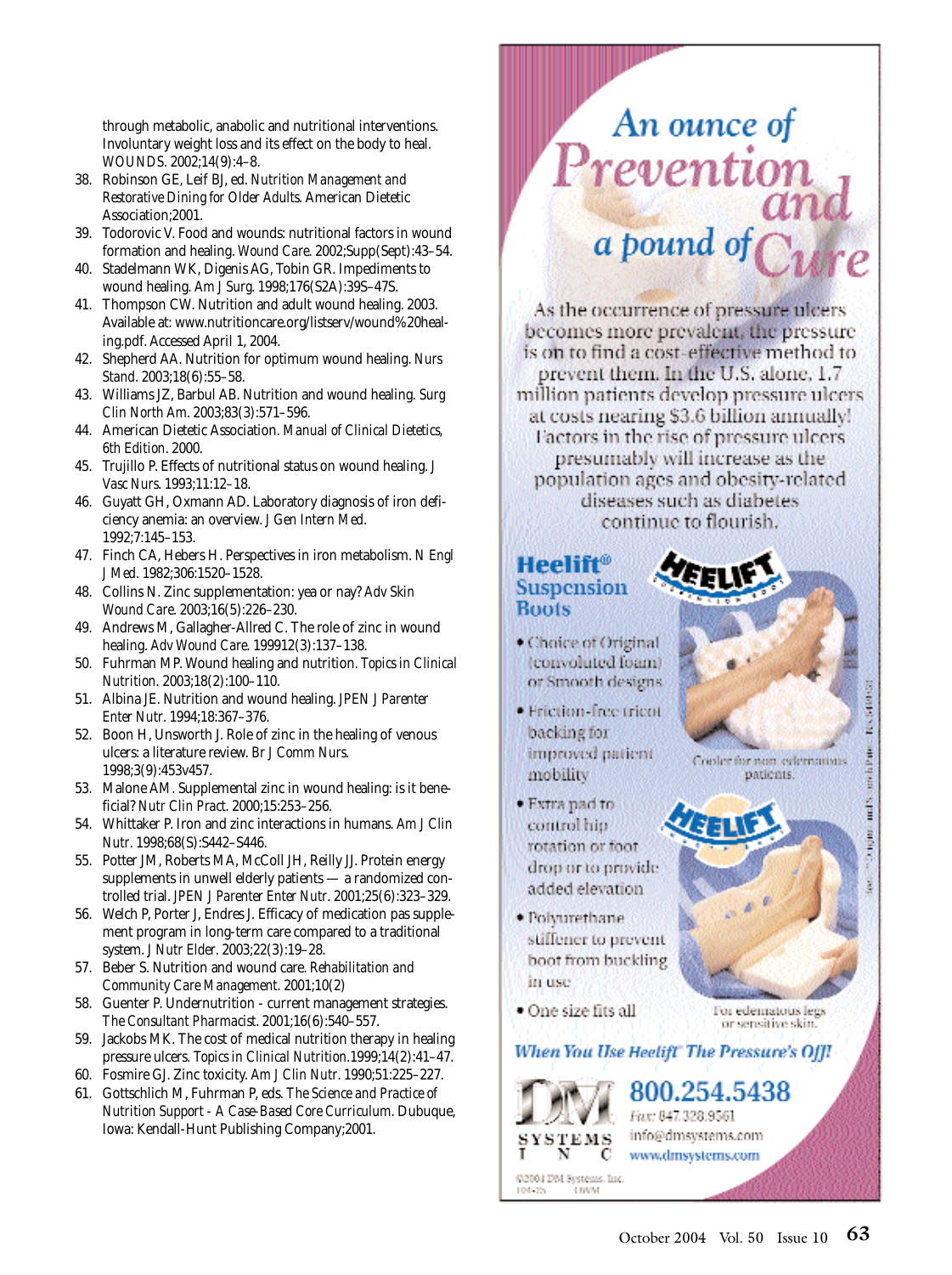through metabolic, anabolic and nutritional interventions. Involuntary weight loss and its effect on the body to heal. WOUNDS. 2002;14(9):4–8.

38. Robinson GE, Leif BJ, ed. *Nutrition Management and Restorative Dining for Older Adults.* American Dietetic Association;2001.
39. Todorovic V. Food and wounds: nutritional factors in wound formation and healing. *Wound Care.* 2002;Supp(Sept):43–54.
40. Stadelmann WK, Digenis AG, Tobin GR. Impediments to wound healing. *Am J Surg.* 1998;176(S2A):39S–47S.
41. Thompson CW. Nutrition and adult wound healing. 2003. Available at: www.nutritioncare.org/listserv/wound%20healing.pdf. Accessed April 1, 2004.
42. Shepherd AA. Nutrition for optimum wound healing. *Nurs Stand.* 2003;18(6):55–58.
43. Williams JZ, Barbul AB. Nutrition and wound healing. *Surg Clin North Am.* 2003;83(3):571–596.
44. American Dietetic Association. *Manual of Clinical Dietetics, 6th Edition.* 2000.
45. Trujillo P. Effects of nutritional status on wound healing. *J Vasc Nurs.* 1993;11:12–18.
46. Guyatt GH, Oxmann AD. Laboratory diagnosis of iron deficiency anemia: an overview. *J Gen Intern Med.* 1992;7:145–153.
47. Finch CA, Hebers H. Perspectives in iron metabolism. *N Engl J Med.* 1982;306:1520–1528.
48. Collins N. Zinc supplementation: yea or nay? *Adv Skin Wound Care.* 2003;16(5):226–230.
49. Andrews M, Gallagher-Allred C. The role of zinc in wound healing. *Adv Wound Care.* 199912(3):137–138.
50. Fuhrman MP. Wound healing and nutrition. *Topics in Clinical Nutrition.* 2003;18(2):100–110.
51. Albina JE. Nutrition and wound healing. *JPEN J Parenter Enter Nutr.* 1994;18:367–376.
52. Boon H, Unsworth J. Role of zinc in the healing of venous ulcers: a literature review. *Br J Comm Nurs.* 1998;3(9):453v457.
53. Malone AM. Supplemental zinc in wound healing: is it beneficial? *Nutr Clin Pract.* 2000;15:253–256.
54. Whittaker P. Iron and zinc interactions in humans. *Am J Clin Nutr.* 1998;68(S):S442–S446.
55. Potter JM, Roberts MA, McColl JH, Reilly JJ. Protein energy supplements in unwell elderly patients — a randomized controlled trial. *JPEN J Parenter Enter Nutr.* 2001;25(6):323–329.
56. Welch P, Porter J, Endres J. Efficacy of medication pas supplement program in long-term care compared to a traditional system. *J Nutr Elder.* 2003;22(3):19–28.
57. Beber S. Nutrition and wound care. *Rehabilitation and Community Care Management.* 2001;10(2)
58. Guenter P. Undernutrition - current management strategies. *The Consultant Pharmacist.* 2001;16(6):540–557.
59. Jackobs MK. The cost of medical nutrition therapy in healing pressure ulcers. *Topics in Clinical Nutrition.*1999;14(2):41–47.
60. Fosmire GJ. Zinc toxicity. *Am J Clin Nutr.* 1990;51:225–227.
61. Gottschlich M, Fuhrman P, eds. *The Science and Practice of Nutrition Support - A Case-Based Core Curriculum.* Dubuque, Iowa: Kendall-Hunt Publishing Company;2001.

---

# An ounce of Prevention and a pound of Cure

As the occurrence of pressure ulcers becomes more prevalent, the pressure is on to find a cost-effective method to prevent them. In the U.S. alone, 1.7 million patients develop pressure ulcers at costs nearing $3.6 billion annually! Factors in the rise of pressure ulcers presumably will increase as the population ages and obesity-related diseases such as diabetes continue to flourish.

## Heelift® Suspension Boots

- Choice of Original (convoluted foam) or Smooth designs
- Friction-free tricot backing for improved patient mobility
- Extra pad to control hip rotation or foot drop or to provide added elevation
- Polyurethane stiffener to prevent boot from buckling in use
- One size fits all

Cooler for non-edematous patients.

For edematous legs or sensitive skin.

**When You Use Heelift® The Pressure's Off!**

DM SYSTEMS INC

800.254.5438

Fax: 847.328.9561

info@dmsystems.com

www.dmsystems.com

©2004 DM Systems, Inc.